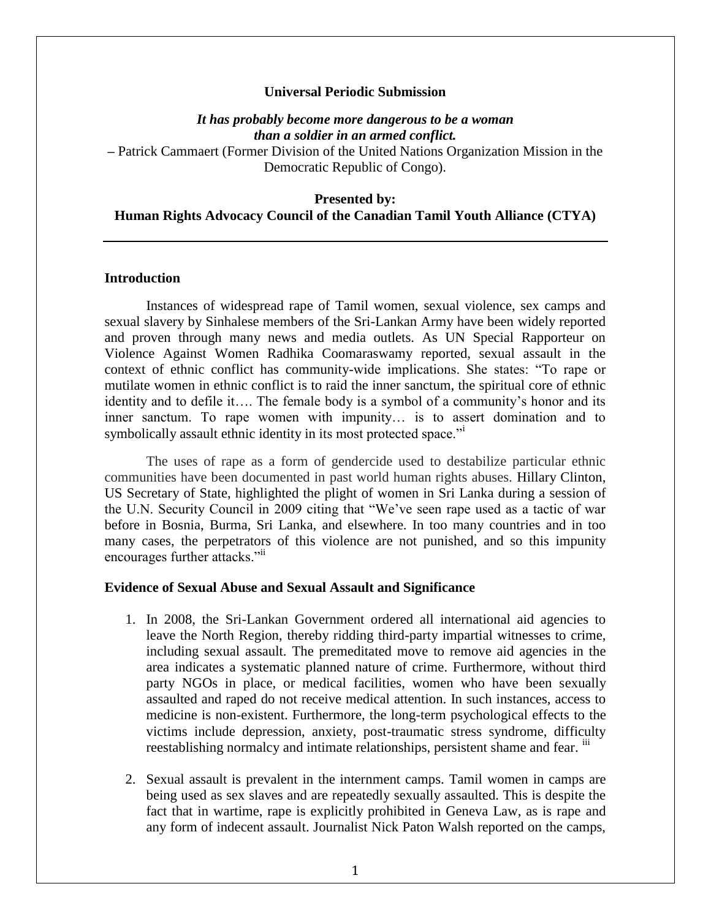**Universal Periodic Submission**

***It has probably become more dangerous to be a woman than a soldier in an armed conflict.***

– Patrick Cammaert (Former Division of the United Nations Organization Mission in the Democratic Republic of Congo).

**Presented by:**
**Human Rights Advocacy Council of the Canadian Tamil Youth Alliance (CTYA)**

---

## Introduction

Instances of widespread rape of Tamil women, sexual violence, sex camps and sexual slavery by Sinhalese members of the Sri-Lankan Army have been widely reported and proven through many news and media outlets. As UN Special Rapporteur on Violence Against Women Radhika Coomaraswamy reported, sexual assault in the context of ethnic conflict has community-wide implications. She states: "To rape or mutilate women in ethnic conflict is to raid the inner sanctum, the spiritual core of ethnic identity and to defile it…. The female body is a symbol of a community's honor and its inner sanctum. To rape women with impunity… is to assert domination and to symbolically assault ethnic identity in its most protected space."[i]

The uses of rape as a form of gendercide used to destabilize particular ethnic communities have been documented in past world human rights abuses. Hillary Clinton, US Secretary of State, highlighted the plight of women in Sri Lanka during a session of the U.N. Security Council in 2009 citing that "We've seen rape used as a tactic of war before in Bosnia, Burma, Sri Lanka, and elsewhere. In too many countries and in too many cases, the perpetrators of this violence are not punished, and so this impunity encourages further attacks."[ii]

## Evidence of Sexual Abuse and Sexual Assault and Significance

1. In 2008, the Sri-Lankan Government ordered all international aid agencies to leave the North Region, thereby ridding third-party impartial witnesses to crime, including sexual assault. The premeditated move to remove aid agencies in the area indicates a systematic planned nature of crime. Furthermore, without third party NGOs in place, or medical facilities, women who have been sexually assaulted and raped do not receive medical attention. In such instances, access to medicine is non-existent. Furthermore, the long-term psychological effects to the victims include depression, anxiety, post-traumatic stress syndrome, difficulty reestablishing normalcy and intimate relationships, persistent shame and fear. [iii]

2. Sexual assault is prevalent in the internment camps. Tamil women in camps are being used as sex slaves and are repeatedly sexually assaulted. This is despite the fact that in wartime, rape is explicitly prohibited in Geneva Law, as is rape and any form of indecent assault. Journalist Nick Paton Walsh reported on the camps,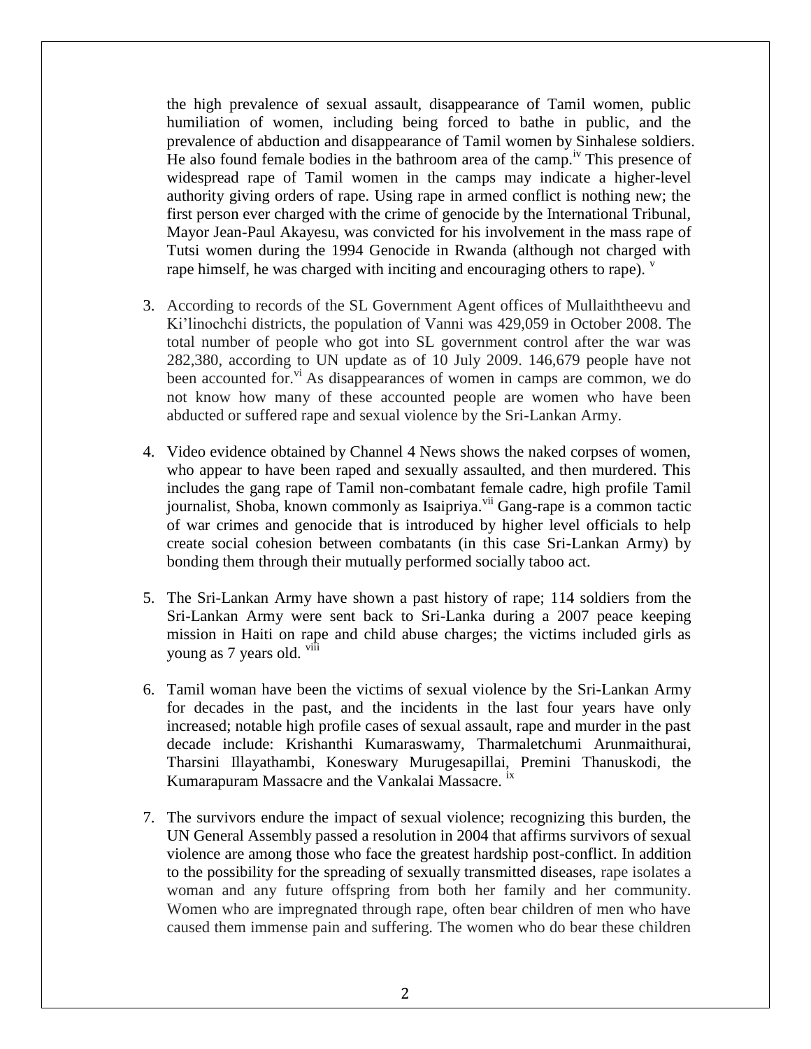the high prevalence of sexual assault, disappearance of Tamil women, public humiliation of women, including being forced to bathe in public, and the prevalence of abduction and disappearance of Tamil women by Sinhalese soldiers. He also found female bodies in the bathroom area of the camp.[iv] This presence of widespread rape of Tamil women in the camps may indicate a higher-level authority giving orders of rape. Using rape in armed conflict is nothing new; the first person ever charged with the crime of genocide by the International Tribunal, Mayor Jean-Paul Akayesu, was convicted for his involvement in the mass rape of Tutsi women during the 1994 Genocide in Rwanda (although not charged with rape himself, he was charged with inciting and encouraging others to rape). [v]

3. According to records of the SL Government Agent offices of Mullaiththeevu and Ki'linochchi districts, the population of Vanni was 429,059 in October 2008. The total number of people who got into SL government control after the war was 282,380, according to UN update as of 10 July 2009. 146,679 people have not been accounted for.[vi] As disappearances of women in camps are common, we do not know how many of these accounted people are women who have been abducted or suffered rape and sexual violence by the Sri-Lankan Army.

4. Video evidence obtained by Channel 4 News shows the naked corpses of women, who appear to have been raped and sexually assaulted, and then murdered. This includes the gang rape of Tamil non-combatant female cadre, high profile Tamil journalist, Shoba, known commonly as Isaipriya.[vii] Gang-rape is a common tactic of war crimes and genocide that is introduced by higher level officials to help create social cohesion between combatants (in this case Sri-Lankan Army) by bonding them through their mutually performed socially taboo act.

5. The Sri-Lankan Army have shown a past history of rape; 114 soldiers from the Sri-Lankan Army were sent back to Sri-Lanka during a 2007 peace keeping mission in Haiti on rape and child abuse charges; the victims included girls as young as 7 years old. [viii]

6. Tamil woman have been the victims of sexual violence by the Sri-Lankan Army for decades in the past, and the incidents in the last four years have only increased; notable high profile cases of sexual assault, rape and murder in the past decade include: Krishanthi Kumaraswamy, Tharmaletchumi Arunmaithurai, Tharsini Illayathambi, Koneswary Murugesapillai, Premini Thanuskodi, the Kumarapuram Massacre and the Vankalai Massacre. [ix]

7. The survivors endure the impact of sexual violence; recognizing this burden, the UN General Assembly passed a resolution in 2004 that affirms survivors of sexual violence are among those who face the greatest hardship post-conflict. In addition to the possibility for the spreading of sexually transmitted diseases, rape isolates a woman and any future offspring from both her family and her community. Women who are impregnated through rape, often bear children of men who have caused them immense pain and suffering. The women who do bear these children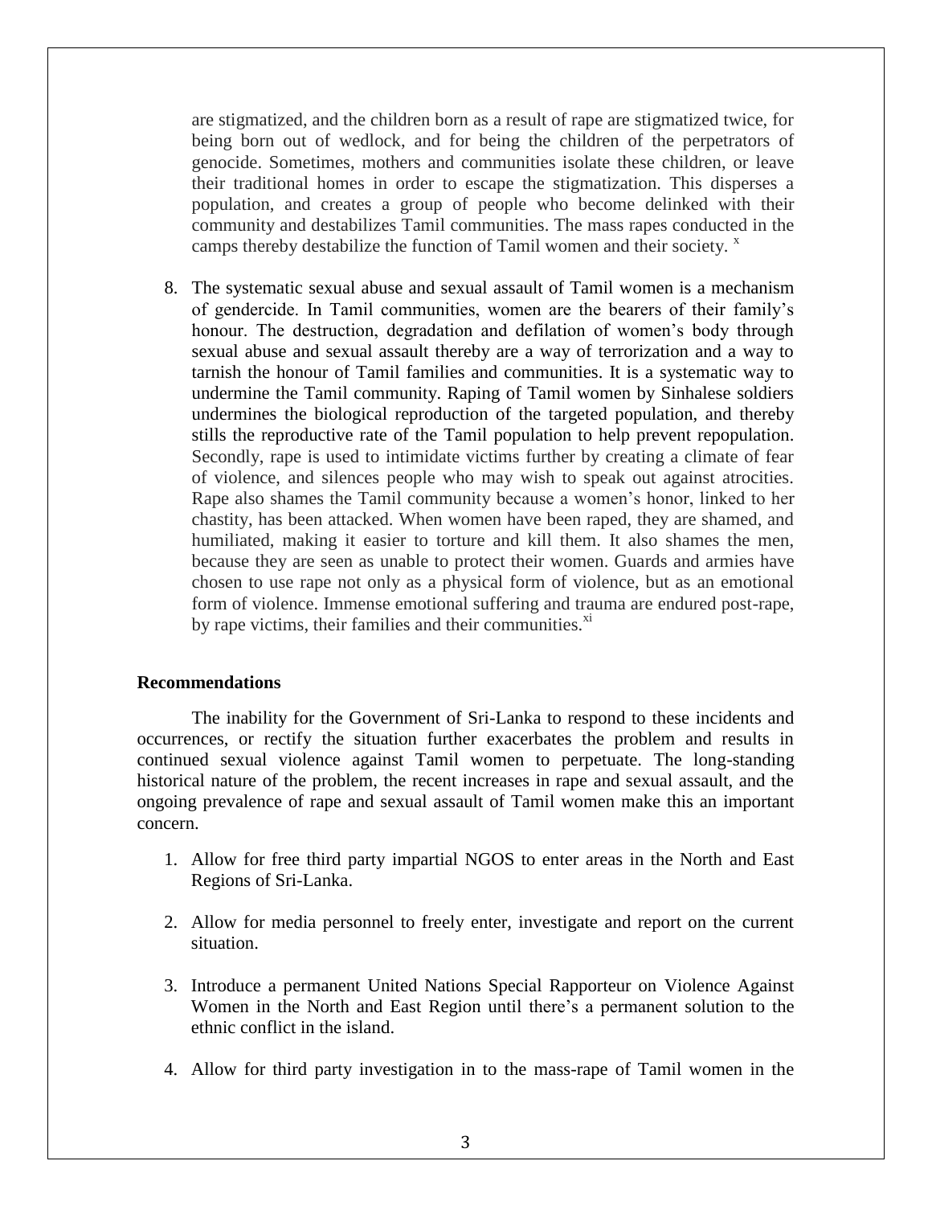are stigmatized, and the children born as a result of rape are stigmatized twice, for being born out of wedlock, and for being the children of the perpetrators of genocide. Sometimes, mothers and communities isolate these children, or leave their traditional homes in order to escape the stigmatization. This disperses a population, and creates a group of people who become delinked with their community and destabilizes Tamil communities. The mass rapes conducted in the camps thereby destabilize the function of Tamil women and their society. [x]

8. The systematic sexual abuse and sexual assault of Tamil women is a mechanism of gendercide. In Tamil communities, women are the bearers of their family's honour. The destruction, degradation and defilation of women's body through sexual abuse and sexual assault thereby are a way of terrorization and a way to tarnish the honour of Tamil families and communities. It is a systematic way to undermine the Tamil community. Raping of Tamil women by Sinhalese soldiers undermines the biological reproduction of the targeted population, and thereby stills the reproductive rate of the Tamil population to help prevent repopulation. Secondly, rape is used to intimidate victims further by creating a climate of fear of violence, and silences people who may wish to speak out against atrocities. Rape also shames the Tamil community because a women's honor, linked to her chastity, has been attacked. When women have been raped, they are shamed, and humiliated, making it easier to torture and kill them. It also shames the men, because they are seen as unable to protect their women. Guards and armies have chosen to use rape not only as a physical form of violence, but as an emotional form of violence. Immense emotional suffering and trauma are endured post-rape, by rape victims, their families and their communities.[xi]

**Recommendations**

The inability for the Government of Sri-Lanka to respond to these incidents and occurrences, or rectify the situation further exacerbates the problem and results in continued sexual violence against Tamil women to perpetuate. The long-standing historical nature of the problem, the recent increases in rape and sexual assault, and the ongoing prevalence of rape and sexual assault of Tamil women make this an important concern.

1. Allow for free third party impartial NGOS to enter areas in the North and East Regions of Sri-Lanka.

2. Allow for media personnel to freely enter, investigate and report on the current situation.

3. Introduce a permanent United Nations Special Rapporteur on Violence Against Women in the North and East Region until there's a permanent solution to the ethnic conflict in the island.

4. Allow for third party investigation in to the mass-rape of Tamil women in the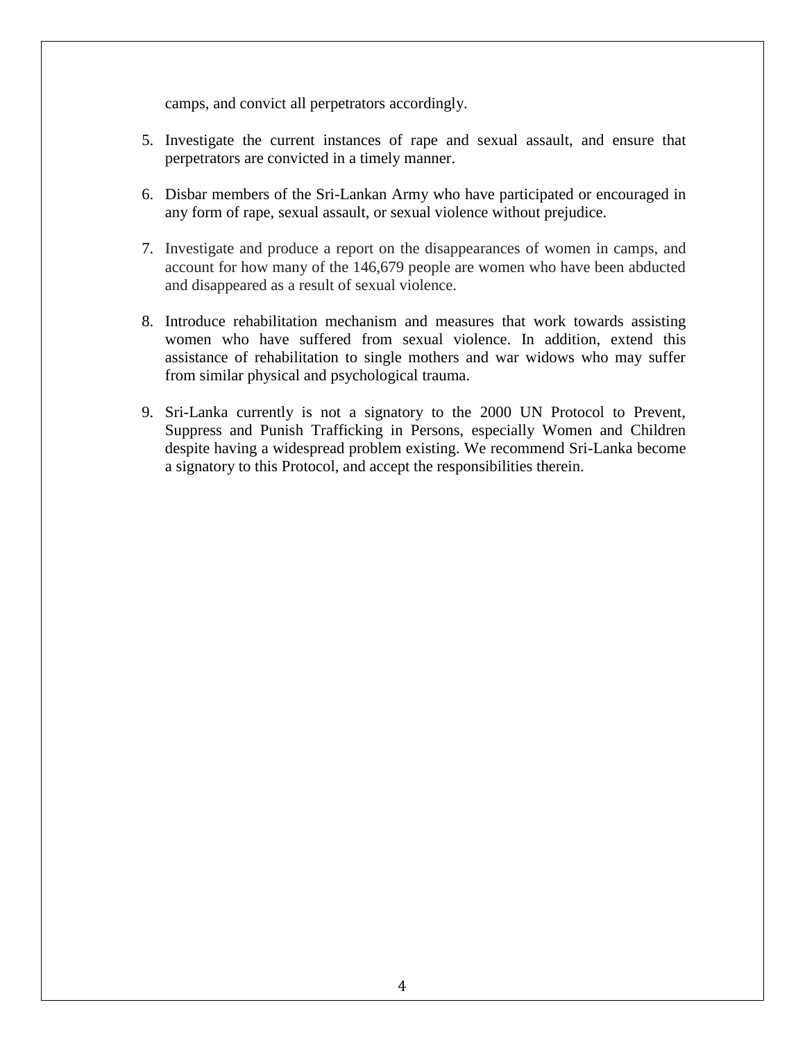camps, and convict all perpetrators accordingly.

5. Investigate the current instances of rape and sexual assault, and ensure that perpetrators are convicted in a timely manner.

6. Disbar members of the Sri-Lankan Army who have participated or encouraged in any form of rape, sexual assault, or sexual violence without prejudice.

7. Investigate and produce a report on the disappearances of women in camps, and account for how many of the 146,679 people are women who have been abducted and disappeared as a result of sexual violence.

8. Introduce rehabilitation mechanism and measures that work towards assisting women who have suffered from sexual violence. In addition, extend this assistance of rehabilitation to single mothers and war widows who may suffer from similar physical and psychological trauma.

9. Sri-Lanka currently is not a signatory to the 2000 UN Protocol to Prevent, Suppress and Punish Trafficking in Persons, especially Women and Children despite having a widespread problem existing. We recommend Sri-Lanka become a signatory to this Protocol, and accept the responsibilities therein.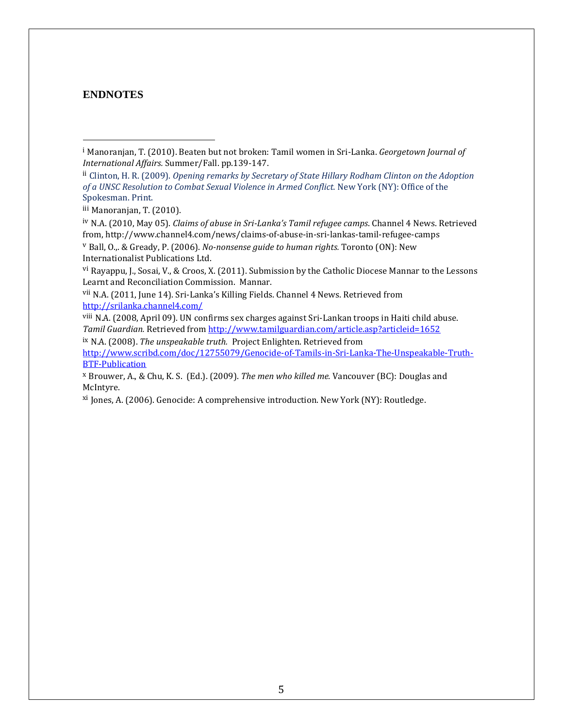## ENDNOTES

[i] Manoranjan, T. (2010). Beaten but not broken: Tamil women in Sri-Lanka. *Georgetown Journal of International Affairs.* Summer/Fall. pp.139-147.

[ii] Clinton, H. R. (2009). *Opening remarks by Secretary of State Hillary Rodham Clinton on the Adoption of a UNSC Resolution to Combat Sexual Violence in Armed Conflict.* New York (NY): Office of the Spokesman. Print.

[iii] Manoranjan, T. (2010).

[iv] N.A. (2010, May 05). *Claims of abuse in Sri-Lanka's Tamil refugee camps*. Channel 4 News. Retrieved from, http://www.channel4.com/news/claims-of-abuse-in-sri-lankas-tamil-refugee-camps

[v] Ball, O.,. & Gready, P. (2006). *No-nonsense guide to human rights.* Toronto (ON): New Internationalist Publications Ltd.

[vi] Rayappu, J., Sosai, V., & Croos, X. (2011). Submission by the Catholic Diocese Mannar to the Lessons Learnt and Reconciliation Commission. Mannar.

[vii] N.A. (2011, June 14). Sri-Lanka's Killing Fields. Channel 4 News. Retrieved from http://srilanka.channel4.com/

[viii] N.A. (2008, April 09). UN confirms sex charges against Sri-Lankan troops in Haiti child abuse. *Tamil Guardian.* Retrieved from http://www.tamilguardian.com/article.asp?articleid=1652

[ix] N.A. (2008). *The unspeakable truth.* Project Enlighten. Retrieved from http://www.scribd.com/doc/12755079/Genocide-of-Tamils-in-Sri-Lanka-The-Unspeakable-Truth-BTF-Publication

[x] Brouwer, A., & Chu, K. S. (Ed.). (2009). *The men who killed me.* Vancouver (BC): Douglas and McIntyre.

[xi] Jones, A. (2006). Genocide: A comprehensive introduction. New York (NY): Routledge.